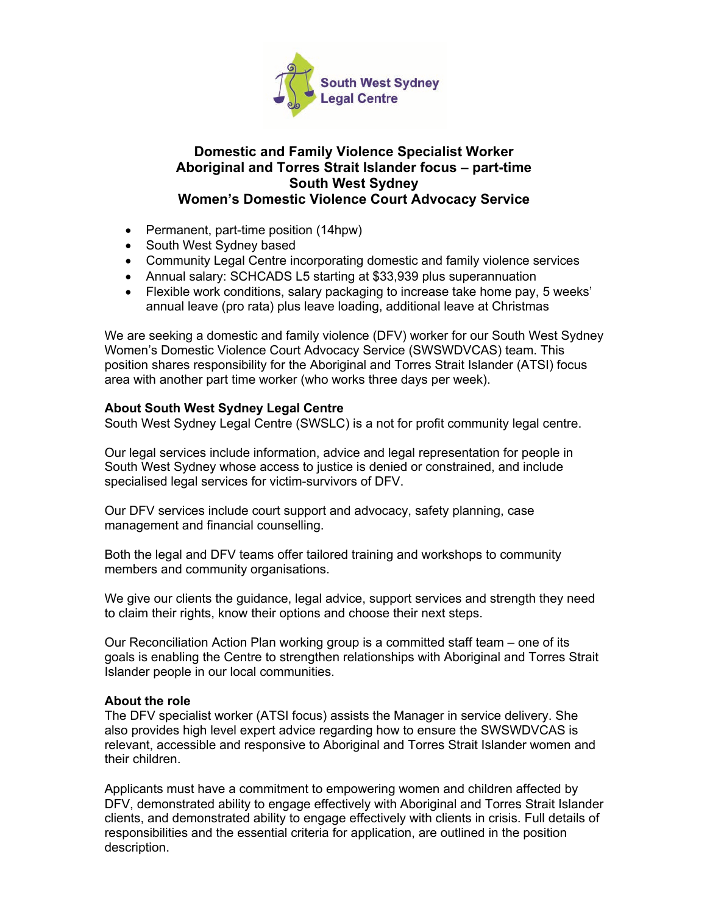South West Sydney Legal Centre

# Domestic and Family Violence Specialist Worker
# Aboriginal and Torres Strait Islander focus – part-time
# South West Sydney
# Women's Domestic Violence Court Advocacy Service

- Permanent, part-time position (14hpw)
- South West Sydney based
- Community Legal Centre incorporating domestic and family violence services
- Annual salary: SCHCADS L5 starting at $33,939 plus superannuation
- Flexible work conditions, salary packaging to increase take home pay, 5 weeks' annual leave (pro rata) plus leave loading, additional leave at Christmas

We are seeking a domestic and family violence (DFV) worker for our South West Sydney Women's Domestic Violence Court Advocacy Service (SWSWDVCAS) team. This position shares responsibility for the Aboriginal and Torres Strait Islander (ATSI) focus area with another part time worker (who works three days per week).

**About South West Sydney Legal Centre**

South West Sydney Legal Centre (SWSLC) is a not for profit community legal centre.

Our legal services include information, advice and legal representation for people in South West Sydney whose access to justice is denied or constrained, and include specialised legal services for victim-survivors of DFV.

Our DFV services include court support and advocacy, safety planning, case management and financial counselling.

Both the legal and DFV teams offer tailored training and workshops to community members and community organisations.

We give our clients the guidance, legal advice, support services and strength they need to claim their rights, know their options and choose their next steps.

Our Reconciliation Action Plan working group is a committed staff team – one of its goals is enabling the Centre to strengthen relationships with Aboriginal and Torres Strait Islander people in our local communities.

**About the role**

The DFV specialist worker (ATSI focus) assists the Manager in service delivery. She also provides high level expert advice regarding how to ensure the SWSWDVCAS is relevant, accessible and responsive to Aboriginal and Torres Strait Islander women and their children.

Applicants must have a commitment to empowering women and children affected by DFV, demonstrated ability to engage effectively with Aboriginal and Torres Strait Islander clients, and demonstrated ability to engage effectively with clients in crisis. Full details of responsibilities and the essential criteria for application, are outlined in the position description.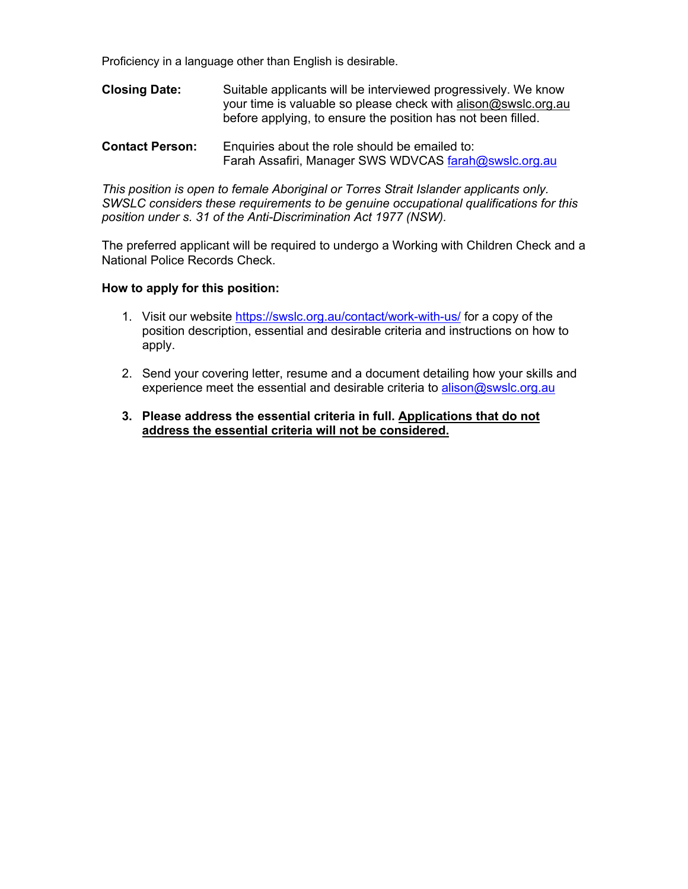Proficiency in a language other than English is desirable.

**Closing Date:** Suitable applicants will be interviewed progressively. We know your time is valuable so please check with alison@swslc.org.au before applying, to ensure the position has not been filled.

**Contact Person:** Enquiries about the role should be emailed to: Farah Assafiri, Manager SWS WDVCAS farah@swslc.org.au

*This position is open to female Aboriginal or Torres Strait Islander applicants only. SWSLC considers these requirements to be genuine occupational qualifications for this position under s. 31 of the Anti-Discrimination Act 1977 (NSW).*

The preferred applicant will be required to undergo a Working with Children Check and a National Police Records Check.

**How to apply for this position:**

1. Visit our website https://swslc.org.au/contact/work-with-us/ for a copy of the position description, essential and desirable criteria and instructions on how to apply.

2. Send your covering letter, resume and a document detailing how your skills and experience meet the essential and desirable criteria to alison@swslc.org.au

3. **Please address the essential criteria in full. <u>Applications that do not address the essential criteria will not be considered.</u>**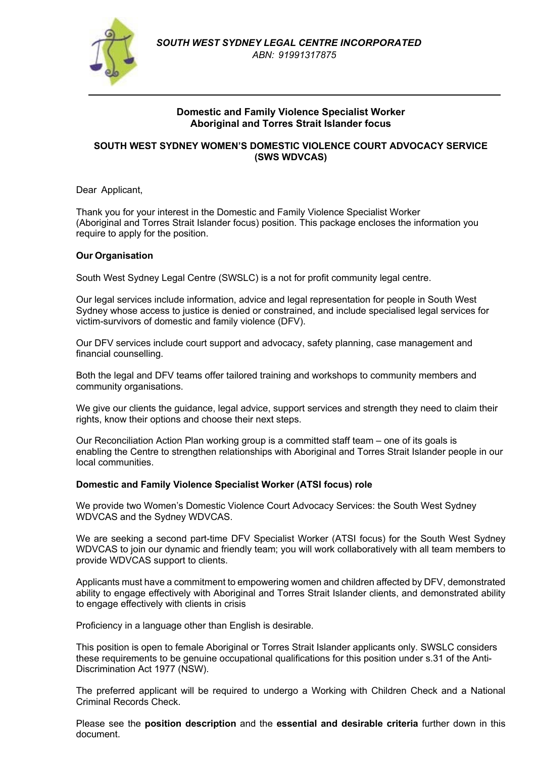*SOUTH WEST SYDNEY LEGAL CENTRE INCORPORATED*
*ABN: 91991317875*

**Domestic and Family Violence Specialist Worker**
**Aboriginal and Torres Strait Islander focus**

**SOUTH WEST SYDNEY WOMEN'S DOMESTIC VIOLENCE COURT ADVOCACY SERVICE (SWS WDVCAS)**

Dear Applicant,

Thank you for your interest in the Domestic and Family Violence Specialist Worker (Aboriginal and Torres Strait Islander focus) position. This package encloses the information you require to apply for the position.

**Our Organisation**

South West Sydney Legal Centre (SWSLC) is a not for profit community legal centre.

Our legal services include information, advice and legal representation for people in South West Sydney whose access to justice is denied or constrained, and include specialised legal services for victim-survivors of domestic and family violence (DFV).

Our DFV services include court support and advocacy, safety planning, case management and financial counselling.

Both the legal and DFV teams offer tailored training and workshops to community members and community organisations.

We give our clients the guidance, legal advice, support services and strength they need to claim their rights, know their options and choose their next steps.

Our Reconciliation Action Plan working group is a committed staff team – one of its goals is enabling the Centre to strengthen relationships with Aboriginal and Torres Strait Islander people in our local communities.

**Domestic and Family Violence Specialist Worker (ATSI focus) role**

We provide two Women's Domestic Violence Court Advocacy Services: the South West Sydney WDVCAS and the Sydney WDVCAS.

We are seeking a second part-time DFV Specialist Worker (ATSI focus) for the South West Sydney WDVCAS to join our dynamic and friendly team; you will work collaboratively with all team members to provide WDVCAS support to clients.

Applicants must have a commitment to empowering women and children affected by DFV, demonstrated ability to engage effectively with Aboriginal and Torres Strait Islander clients, and demonstrated ability to engage effectively with clients in crisis

Proficiency in a language other than English is desirable.

This position is open to female Aboriginal or Torres Strait Islander applicants only. SWSLC considers these requirements to be genuine occupational qualifications for this position under s.31 of the Anti-Discrimination Act 1977 (NSW).

The preferred applicant will be required to undergo a Working with Children Check and a National Criminal Records Check.

Please see the **position description** and the **essential and desirable criteria** further down in this document.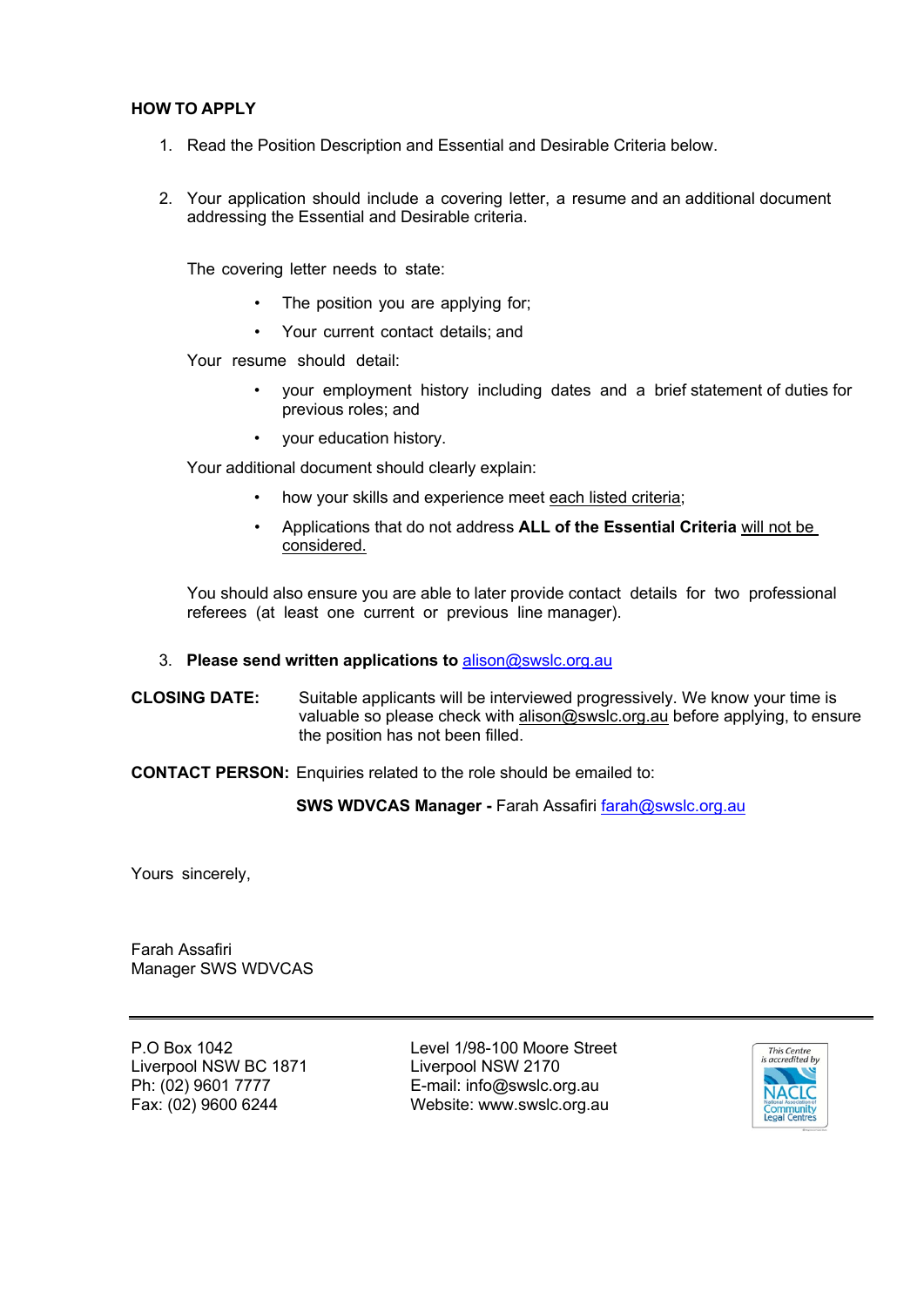**HOW TO APPLY**

1. Read the Position Description and Essential and Desirable Criteria below.

2. Your application should include a covering letter, a resume and an additional document addressing the Essential and Desirable criteria.

   The covering letter needs to state:

   - The position you are applying for;
   - Your current contact details; and

   Your resume should detail:

   - your employment history including dates and a brief statement of duties for previous roles; and
   - your education history.

   Your additional document should clearly explain:

   - how your skills and experience meet each listed criteria;
   - Applications that do not address **ALL of the Essential Criteria** will not be considered.

   You should also ensure you are able to later provide contact details for two professional referees (at least one current or previous line manager).

3. **Please send written applications to** alison@swslc.org.au

**CLOSING DATE:** Suitable applicants will be interviewed progressively. We know your time is valuable so please check with alison@swslc.org.au before applying, to ensure the position has not been filled.

**CONTACT PERSON:** Enquiries related to the role should be emailed to:

**SWS WDVCAS Manager -** Farah Assafiri farah@swslc.org.au

Yours sincerely,

Farah Assafiri
Manager SWS WDVCAS

---

P.O Box 1042
Liverpool NSW BC 1871
Ph: (02) 9601 7777
Fax: (02) 9600 6244

Level 1/98-100 Moore Street
Liverpool NSW 2170
E-mail: info@swslc.org.au
Website: www.swslc.org.au

This Centre is accredited by NACLC National Association of Community Legal Centres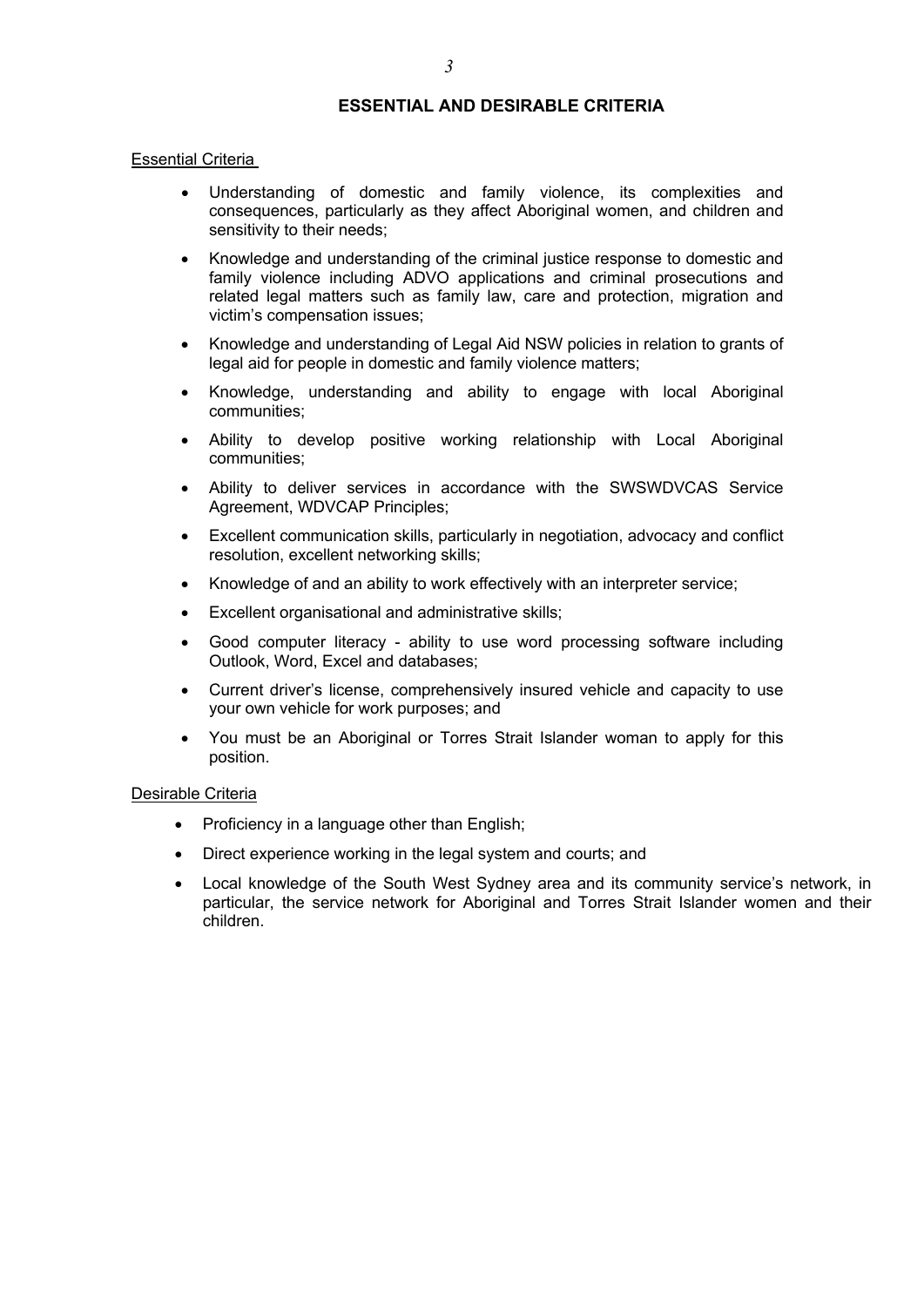## ESSENTIAL AND DESIRABLE CRITERIA

### Essential Criteria

- Understanding of domestic and family violence, its complexities and consequences, particularly as they affect Aboriginal women, and children and sensitivity to their needs;
- Knowledge and understanding of the criminal justice response to domestic and family violence including ADVO applications and criminal prosecutions and related legal matters such as family law, care and protection, migration and victim's compensation issues;
- Knowledge and understanding of Legal Aid NSW policies in relation to grants of legal aid for people in domestic and family violence matters;
- Knowledge, understanding and ability to engage with local Aboriginal communities;
- Ability to develop positive working relationship with Local Aboriginal communities;
- Ability to deliver services in accordance with the SWSWDVCAS Service Agreement, WDVCAP Principles;
- Excellent communication skills, particularly in negotiation, advocacy and conflict resolution, excellent networking skills;
- Knowledge of and an ability to work effectively with an interpreter service;
- Excellent organisational and administrative skills;
- Good computer literacy - ability to use word processing software including Outlook, Word, Excel and databases;
- Current driver's license, comprehensively insured vehicle and capacity to use your own vehicle for work purposes; and
- You must be an Aboriginal or Torres Strait Islander woman to apply for this position.

### Desirable Criteria

- Proficiency in a language other than English;
- Direct experience working in the legal system and courts; and
- Local knowledge of the South West Sydney area and its community service's network, in particular, the service network for Aboriginal and Torres Strait Islander women and their children.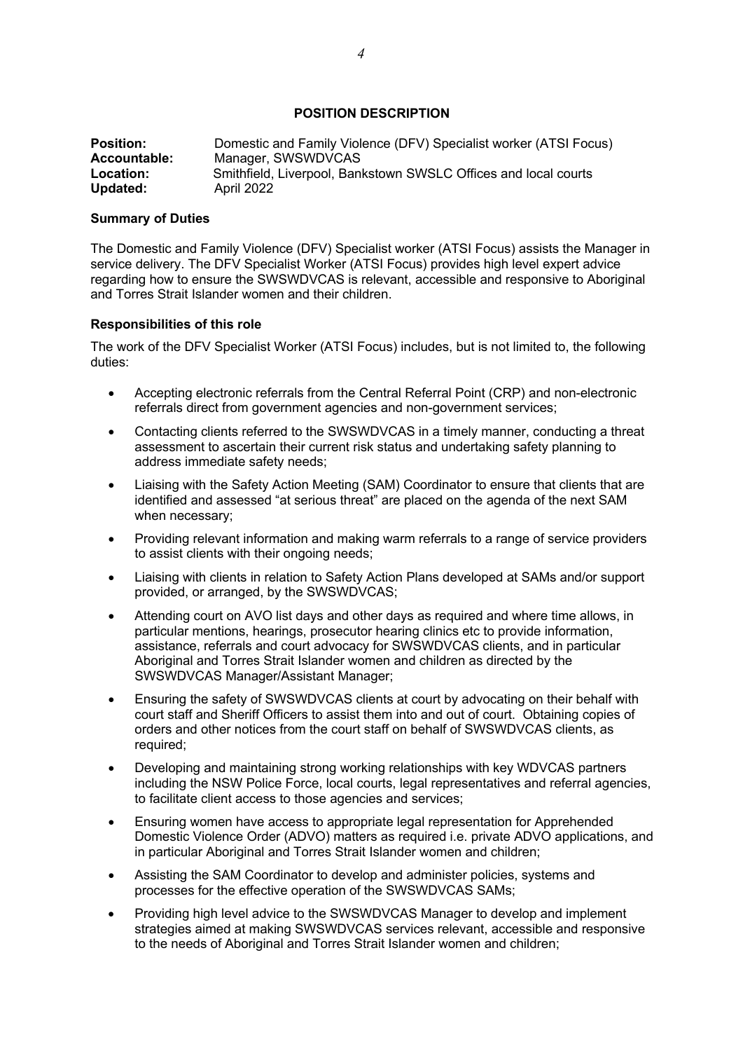## POSITION DESCRIPTION

**Position:** Domestic and Family Violence (DFV) Specialist worker (ATSI Focus)
**Accountable:** Manager, SWSWDVCAS
**Location:** Smithfield, Liverpool, Bankstown SWSLC Offices and local courts
**Updated:** April 2022

### Summary of Duties

The Domestic and Family Violence (DFV) Specialist worker (ATSI Focus) assists the Manager in service delivery. The DFV Specialist Worker (ATSI Focus) provides high level expert advice regarding how to ensure the SWSWDVCAS is relevant, accessible and responsive to Aboriginal and Torres Strait Islander women and their children.

### Responsibilities of this role

The work of the DFV Specialist Worker (ATSI Focus) includes, but is not limited to, the following duties:

- Accepting electronic referrals from the Central Referral Point (CRP) and non-electronic referrals direct from government agencies and non-government services;
- Contacting clients referred to the SWSWDVCAS in a timely manner, conducting a threat assessment to ascertain their current risk status and undertaking safety planning to address immediate safety needs;
- Liaising with the Safety Action Meeting (SAM) Coordinator to ensure that clients that are identified and assessed "at serious threat" are placed on the agenda of the next SAM when necessary;
- Providing relevant information and making warm referrals to a range of service providers to assist clients with their ongoing needs;
- Liaising with clients in relation to Safety Action Plans developed at SAMs and/or support provided, or arranged, by the SWSWDVCAS;
- Attending court on AVO list days and other days as required and where time allows, in particular mentions, hearings, prosecutor hearing clinics etc to provide information, assistance, referrals and court advocacy for SWSWDVCAS clients, and in particular Aboriginal and Torres Strait Islander women and children as directed by the SWSWDVCAS Manager/Assistant Manager;
- Ensuring the safety of SWSWDVCAS clients at court by advocating on their behalf with court staff and Sheriff Officers to assist them into and out of court. Obtaining copies of orders and other notices from the court staff on behalf of SWSWDVCAS clients, as required;
- Developing and maintaining strong working relationships with key WDVCAS partners including the NSW Police Force, local courts, legal representatives and referral agencies, to facilitate client access to those agencies and services;
- Ensuring women have access to appropriate legal representation for Apprehended Domestic Violence Order (ADVO) matters as required i.e. private ADVO applications, and in particular Aboriginal and Torres Strait Islander women and children;
- Assisting the SAM Coordinator to develop and administer policies, systems and processes for the effective operation of the SWSWDVCAS SAMs;
- Providing high level advice to the SWSWDVCAS Manager to develop and implement strategies aimed at making SWSWDVCAS services relevant, accessible and responsive to the needs of Aboriginal and Torres Strait Islander women and children;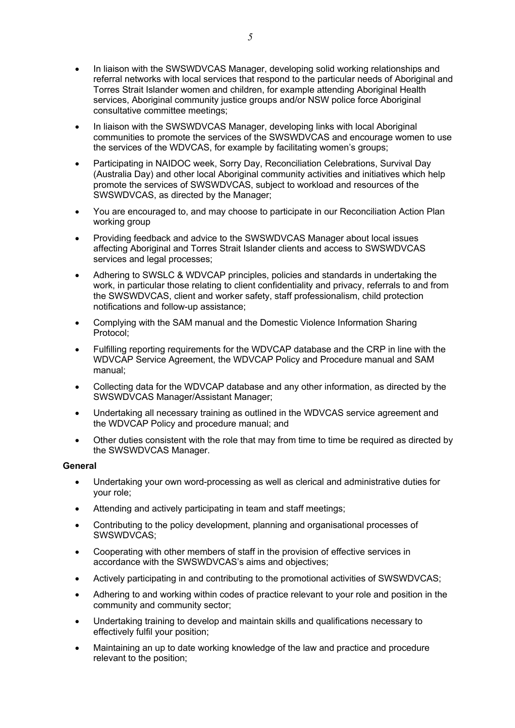- In liaison with the SWSWDVCAS Manager, developing solid working relationships and referral networks with local services that respond to the particular needs of Aboriginal and Torres Strait Islander women and children, for example attending Aboriginal Health services, Aboriginal community justice groups and/or NSW police force Aboriginal consultative committee meetings;
- In liaison with the SWSWDVCAS Manager, developing links with local Aboriginal communities to promote the services of the SWSWDVCAS and encourage women to use the services of the WDVCAS, for example by facilitating women's groups;
- Participating in NAIDOC week, Sorry Day, Reconciliation Celebrations, Survival Day (Australia Day) and other local Aboriginal community activities and initiatives which help promote the services of SWSWDVCAS, subject to workload and resources of the SWSWDVCAS, as directed by the Manager;
- You are encouraged to, and may choose to participate in our Reconciliation Action Plan working group
- Providing feedback and advice to the SWSWDVCAS Manager about local issues affecting Aboriginal and Torres Strait Islander clients and access to SWSWDVCAS services and legal processes;
- Adhering to SWSLC & WDVCAP principles, policies and standards in undertaking the work, in particular those relating to client confidentiality and privacy, referrals to and from the SWSWDVCAS, client and worker safety, staff professionalism, child protection notifications and follow-up assistance;
- Complying with the SAM manual and the Domestic Violence Information Sharing Protocol;
- Fulfilling reporting requirements for the WDVCAP database and the CRP in line with the WDVCAP Service Agreement, the WDVCAP Policy and Procedure manual and SAM manual;
- Collecting data for the WDVCAP database and any other information, as directed by the SWSWDVCAS Manager/Assistant Manager;
- Undertaking all necessary training as outlined in the WDVCAS service agreement and the WDVCAP Policy and procedure manual; and
- Other duties consistent with the role that may from time to time be required as directed by the SWSWDVCAS Manager.

**General**

- Undertaking your own word-processing as well as clerical and administrative duties for your role;
- Attending and actively participating in team and staff meetings;
- Contributing to the policy development, planning and organisational processes of SWSWDVCAS;
- Cooperating with other members of staff in the provision of effective services in accordance with the SWSWDVCAS's aims and objectives;
- Actively participating in and contributing to the promotional activities of SWSWDVCAS;
- Adhering to and working within codes of practice relevant to your role and position in the community and community sector;
- Undertaking training to develop and maintain skills and qualifications necessary to effectively fulfil your position;
- Maintaining an up to date working knowledge of the law and practice and procedure relevant to the position;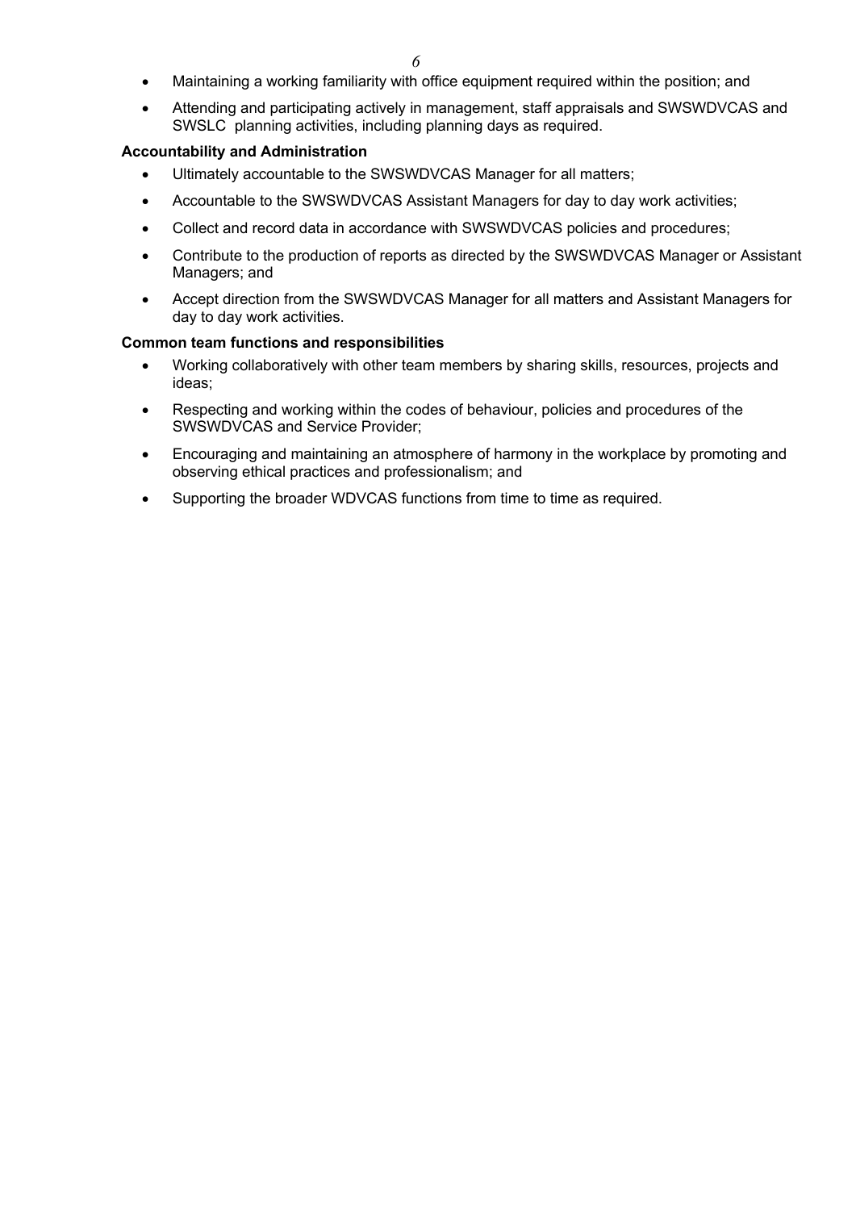- Maintaining a working familiarity with office equipment required within the position; and
- Attending and participating actively in management, staff appraisals and SWSWDVCAS and SWSLC planning activities, including planning days as required.

**Accountability and Administration**

- Ultimately accountable to the SWSWDVCAS Manager for all matters;
- Accountable to the SWSWDVCAS Assistant Managers for day to day work activities;
- Collect and record data in accordance with SWSWDVCAS policies and procedures;
- Contribute to the production of reports as directed by the SWSWDVCAS Manager or Assistant Managers; and
- Accept direction from the SWSWDVCAS Manager for all matters and Assistant Managers for day to day work activities.

**Common team functions and responsibilities**

- Working collaboratively with other team members by sharing skills, resources, projects and ideas;
- Respecting and working within the codes of behaviour, policies and procedures of the SWSWDVCAS and Service Provider;
- Encouraging and maintaining an atmosphere of harmony in the workplace by promoting and observing ethical practices and professionalism; and
- Supporting the broader WDVCAS functions from time to time as required.